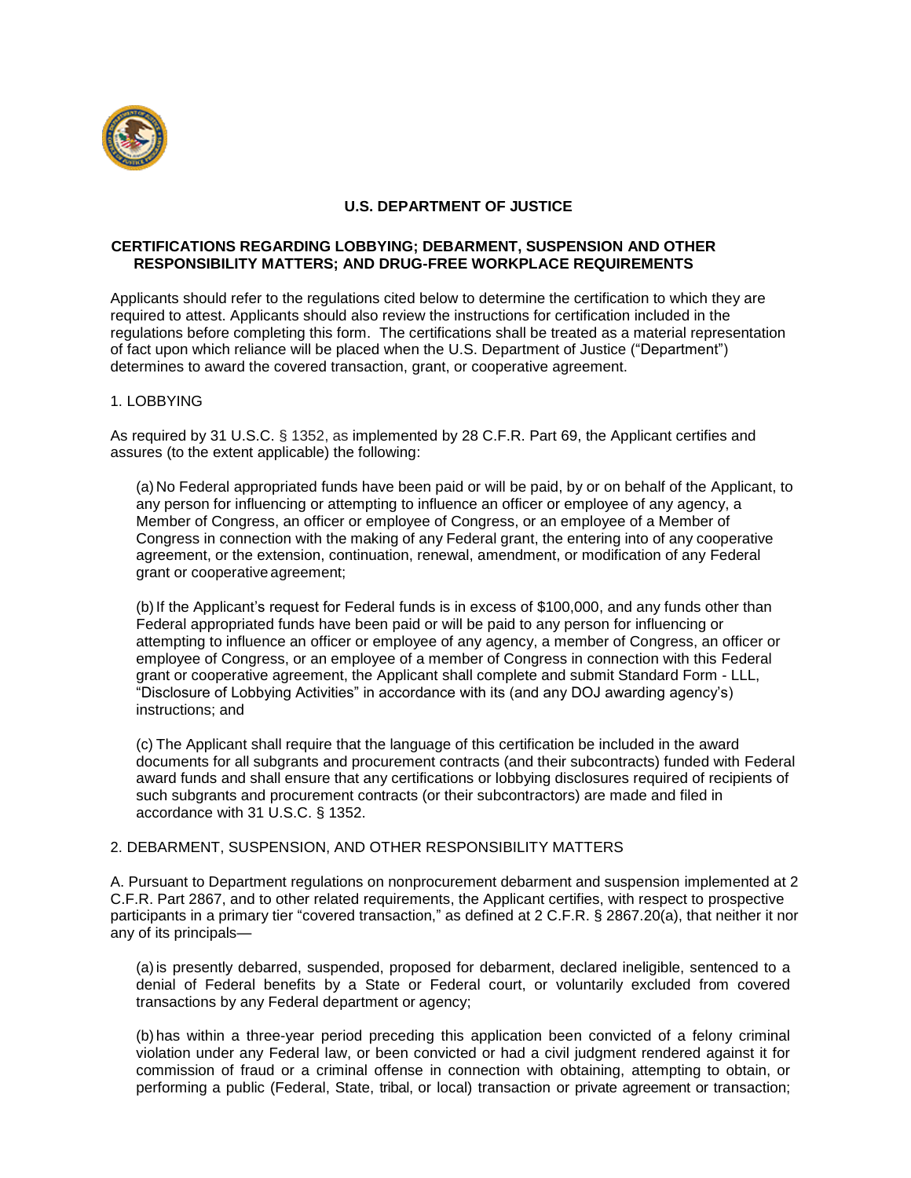# U.S. DEPARTMENT OF JUSTICE

## CERTIFICATIONS REGARDING LOBBYING; DEBARMENT, SUSPENSION AND OTHER RESPONSIBILITY MATTERS; AND DRUG-FREE WORKPLACE REQUIREMENTS

Applicants should refer to the regulations cited below to determine the certification to which they are required to attest. Applicants should also review the instructions for certification included in the regulations before completing this form. The certifications shall be treated as a material representation of fact upon which reliance will be placed when the U.S. Department of Justice ("Department") determines to award the covered transaction, grant, or cooperative agreement.

1. LOBBYING

As required by 31 U.S.C. § 1352, as implemented by 28 C.F.R. Part 69, the Applicant certifies and assures (to the extent applicable) the following:

(a) No Federal appropriated funds have been paid or will be paid, by or on behalf of the Applicant, to any person for influencing or attempting to influence an officer or employee of any agency, a Member of Congress, an officer or employee of Congress, or an employee of a Member of Congress in connection with the making of any Federal grant, the entering into of any cooperative agreement, or the extension, continuation, renewal, amendment, or modification of any Federal grant or cooperative agreement;

(b) If the Applicant's request for Federal funds is in excess of $100,000, and any funds other than Federal appropriated funds have been paid or will be paid to any person for influencing or attempting to influence an officer or employee of any agency, a member of Congress, an officer or employee of Congress, or an employee of a member of Congress in connection with this Federal grant or cooperative agreement, the Applicant shall complete and submit Standard Form - LLL, "Disclosure of Lobbying Activities" in accordance with its (and any DOJ awarding agency's) instructions; and

(c) The Applicant shall require that the language of this certification be included in the award documents for all subgrants and procurement contracts (and their subcontracts) funded with Federal award funds and shall ensure that any certifications or lobbying disclosures required of recipients of such subgrants and procurement contracts (or their subcontractors) are made and filed in accordance with 31 U.S.C. § 1352.

2. DEBARMENT, SUSPENSION, AND OTHER RESPONSIBILITY MATTERS

A. Pursuant to Department regulations on nonprocurement debarment and suspension implemented at 2 C.F.R. Part 2867, and to other related requirements, the Applicant certifies, with respect to prospective participants in a primary tier "covered transaction," as defined at 2 C.F.R. § 2867.20(a), that neither it nor any of its principals—

(a) is presently debarred, suspended, proposed for debarment, declared ineligible, sentenced to a denial of Federal benefits by a State or Federal court, or voluntarily excluded from covered transactions by any Federal department or agency;

(b) has within a three-year period preceding this application been convicted of a felony criminal violation under any Federal law, or been convicted or had a civil judgment rendered against it for commission of fraud or a criminal offense in connection with obtaining, attempting to obtain, or performing a public (Federal, State, tribal, or local) transaction or private agreement or transaction;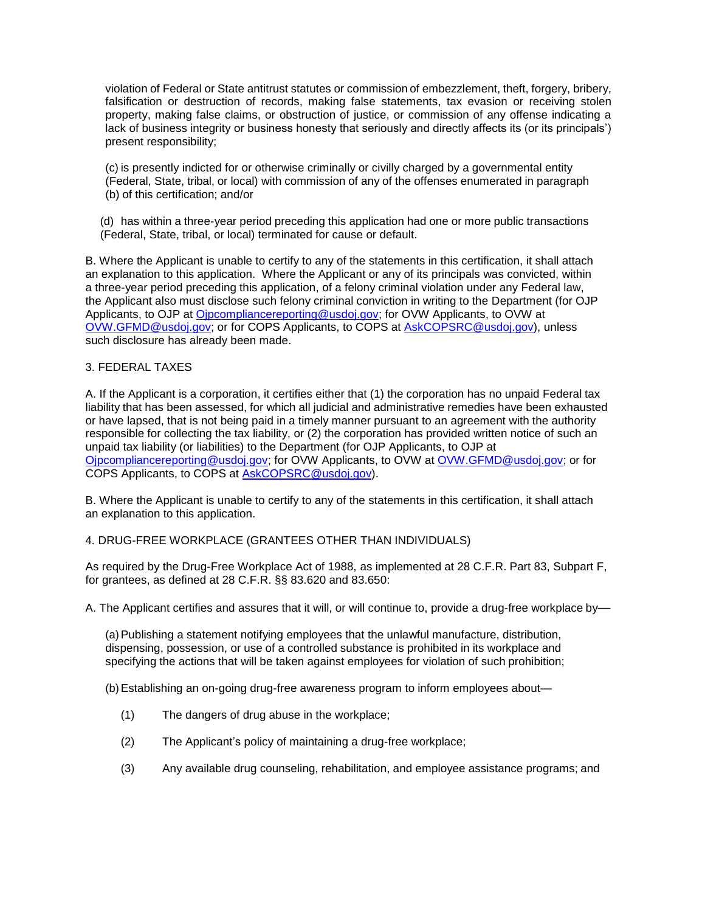violation of Federal or State antitrust statutes or commission of embezzlement, theft, forgery, bribery, falsification or destruction of records, making false statements, tax evasion or receiving stolen property, making false claims, or obstruction of justice, or commission of any offense indicating a lack of business integrity or business honesty that seriously and directly affects its (or its principals') present responsibility;

(c) is presently indicted for or otherwise criminally or civilly charged by a governmental entity (Federal, State, tribal, or local) with commission of any of the offenses enumerated in paragraph (b) of this certification; and/or

(d) has within a three-year period preceding this application had one or more public transactions (Federal, State, tribal, or local) terminated for cause or default.

B. Where the Applicant is unable to certify to any of the statements in this certification, it shall attach an explanation to this application. Where the Applicant or any of its principals was convicted, within a three-year period preceding this application, of a felony criminal violation under any Federal law, the Applicant also must disclose such felony criminal conviction in writing to the Department (for OJP Applicants, to OJP at Ojpcompliancereporting@usdoj.gov; for OVW Applicants, to OVW at OVW.GFMD@usdoj.gov; or for COPS Applicants, to COPS at AskCOPSRC@usdoj.gov), unless such disclosure has already been made.

3. FEDERAL TAXES

A. If the Applicant is a corporation, it certifies either that (1) the corporation has no unpaid Federal tax liability that has been assessed, for which all judicial and administrative remedies have been exhausted or have lapsed, that is not being paid in a timely manner pursuant to an agreement with the authority responsible for collecting the tax liability, or (2) the corporation has provided written notice of such an unpaid tax liability (or liabilities) to the Department (for OJP Applicants, to OJP at Ojpcompliancereporting@usdoj.gov; for OVW Applicants, to OVW at OVW.GFMD@usdoj.gov; or for COPS Applicants, to COPS at AskCOPSRC@usdoj.gov).

B. Where the Applicant is unable to certify to any of the statements in this certification, it shall attach an explanation to this application.

4. DRUG-FREE WORKPLACE (GRANTEES OTHER THAN INDIVIDUALS)

As required by the Drug-Free Workplace Act of 1988, as implemented at 28 C.F.R. Part 83, Subpart F, for grantees, as defined at 28 C.F.R. §§ 83.620 and 83.650:

A. The Applicant certifies and assures that it will, or will continue to, provide a drug-free workplace by—

(a) Publishing a statement notifying employees that the unlawful manufacture, distribution, dispensing, possession, or use of a controlled substance is prohibited in its workplace and specifying the actions that will be taken against employees for violation of such prohibition;

(b) Establishing an on-going drug-free awareness program to inform employees about—

(1) The dangers of drug abuse in the workplace;

(2) The Applicant's policy of maintaining a drug-free workplace;

(3) Any available drug counseling, rehabilitation, and employee assistance programs; and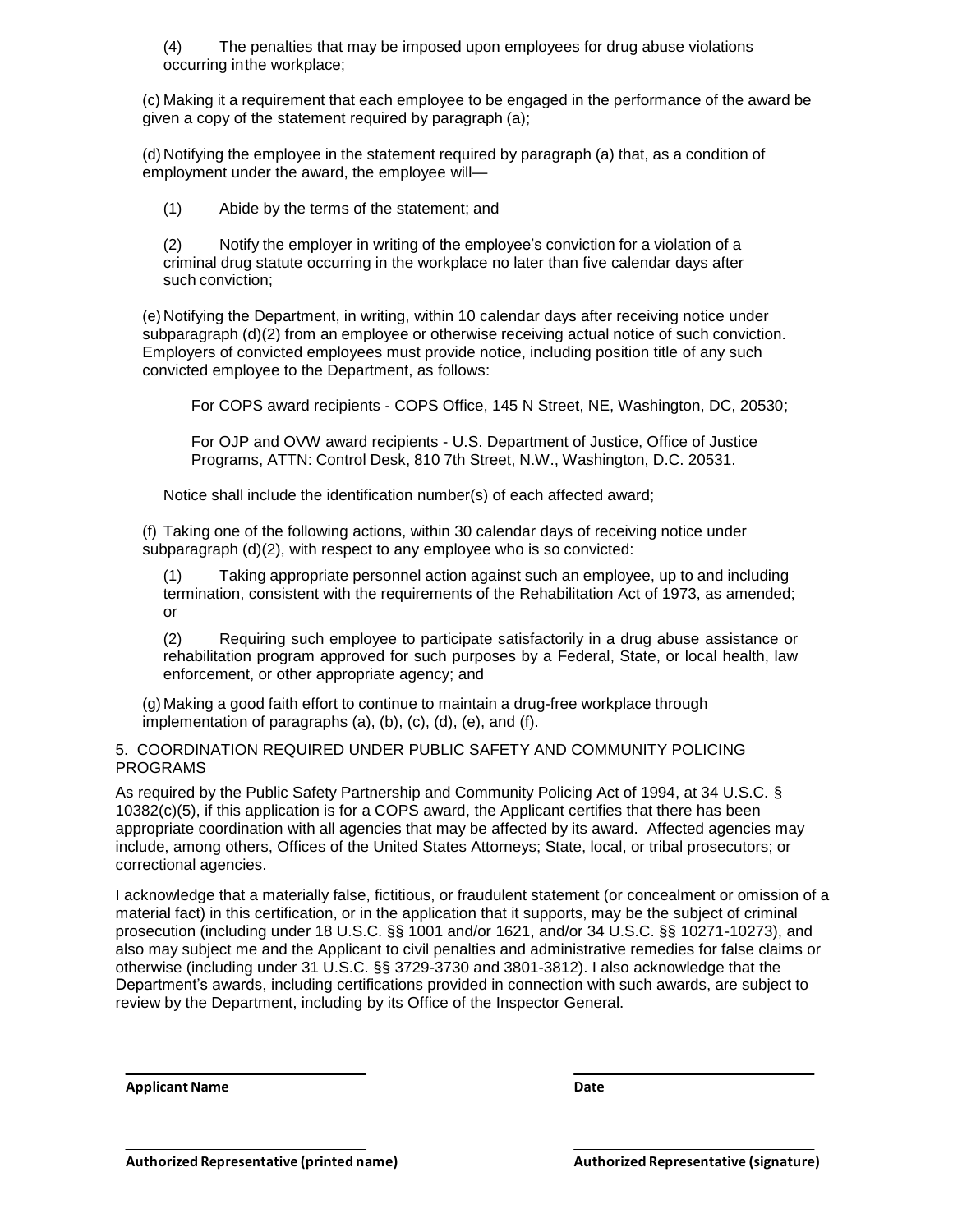(4) The penalties that may be imposed upon employees for drug abuse violations occurring inthe workplace;

(c) Making it a requirement that each employee to be engaged in the performance of the award be given a copy of the statement required by paragraph (a);

(d) Notifying the employee in the statement required by paragraph (a) that, as a condition of employment under the award, the employee will—

(1) Abide by the terms of the statement; and

(2) Notify the employer in writing of the employee's conviction for a violation of a criminal drug statute occurring in the workplace no later than five calendar days after such conviction;

(e) Notifying the Department, in writing, within 10 calendar days after receiving notice under subparagraph (d)(2) from an employee or otherwise receiving actual notice of such conviction. Employers of convicted employees must provide notice, including position title of any such convicted employee to the Department, as follows:

For COPS award recipients - COPS Office, 145 N Street, NE, Washington, DC, 20530;

For OJP and OVW award recipients - U.S. Department of Justice, Office of Justice Programs, ATTN: Control Desk, 810 7th Street, N.W., Washington, D.C. 20531.

Notice shall include the identification number(s) of each affected award;

(f) Taking one of the following actions, within 30 calendar days of receiving notice under subparagraph (d)(2), with respect to any employee who is so convicted:

(1) Taking appropriate personnel action against such an employee, up to and including termination, consistent with the requirements of the Rehabilitation Act of 1973, as amended; or

(2) Requiring such employee to participate satisfactorily in a drug abuse assistance or rehabilitation program approved for such purposes by a Federal, State, or local health, law enforcement, or other appropriate agency; and

(g) Making a good faith effort to continue to maintain a drug-free workplace through implementation of paragraphs (a), (b), (c), (d), (e), and (f).

5. COORDINATION REQUIRED UNDER PUBLIC SAFETY AND COMMUNITY POLICING PROGRAMS

As required by the Public Safety Partnership and Community Policing Act of 1994, at 34 U.S.C. § 10382(c)(5), if this application is for a COPS award, the Applicant certifies that there has been appropriate coordination with all agencies that may be affected by its award. Affected agencies may include, among others, Offices of the United States Attorneys; State, local, or tribal prosecutors; or correctional agencies.

I acknowledge that a materially false, fictitious, or fraudulent statement (or concealment or omission of a material fact) in this certification, or in the application that it supports, may be the subject of criminal prosecution (including under 18 U.S.C. §§ 1001 and/or 1621, and/or 34 U.S.C. §§ 10271-10273), and also may subject me and the Applicant to civil penalties and administrative remedies for false claims or otherwise (including under 31 U.S.C. §§ 3729-3730 and 3801-3812). I also acknowledge that the Department's awards, including certifications provided in connection with such awards, are subject to review by the Department, including by its Office of the Inspector General.

**Applicant Name** ______________________ **Date** ______________________

**Authorized Representative (printed name)** ______________________ **Authorized Representative (signature)** ______________________